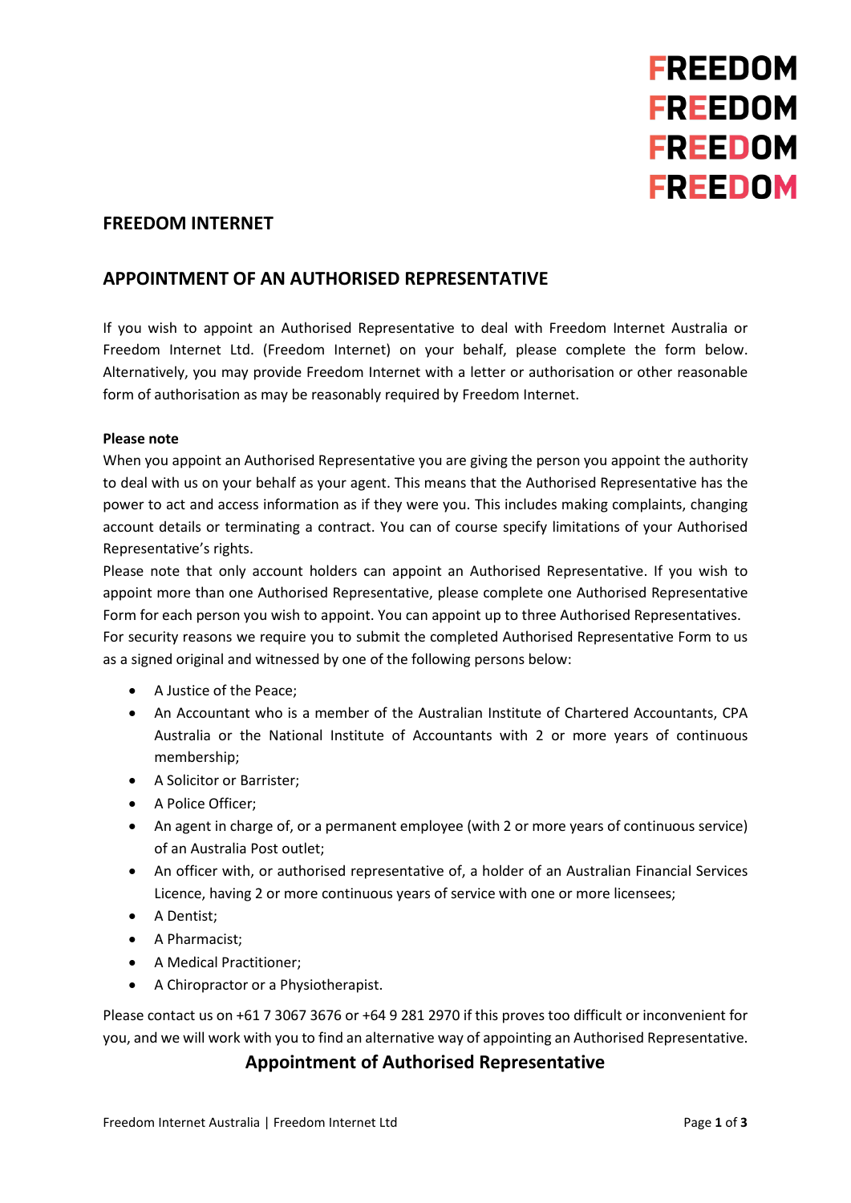# FREEDOM INTERNET

## APPOINTMENT OF AN AUTHORISED REPRESENTATIVE

If you wish to appoint an Authorised Representative to deal with Freedom Internet Australia or Freedom Internet Ltd. (Freedom Internet) on your behalf, please complete the form below. Alternatively, you may provide Freedom Internet with a letter or authorisation or other reasonable form of authorisation as may be reasonably required by Freedom Internet.

**Please note**

When you appoint an Authorised Representative you are giving the person you appoint the authority to deal with us on your behalf as your agent. This means that the Authorised Representative has the power to act and access information as if they were you. This includes making complaints, changing account details or terminating a contract. You can of course specify limitations of your Authorised Representative's rights.

Please note that only account holders can appoint an Authorised Representative. If you wish to appoint more than one Authorised Representative, please complete one Authorised Representative Form for each person you wish to appoint. You can appoint up to three Authorised Representatives.

For security reasons we require you to submit the completed Authorised Representative Form to us as a signed original and witnessed by one of the following persons below:

- A Justice of the Peace;
- An Accountant who is a member of the Australian Institute of Chartered Accountants, CPA Australia or the National Institute of Accountants with 2 or more years of continuous membership;
- A Solicitor or Barrister;
- A Police Officer;
- An agent in charge of, or a permanent employee (with 2 or more years of continuous service) of an Australia Post outlet;
- An officer with, or authorised representative of, a holder of an Australian Financial Services Licence, having 2 or more continuous years of service with one or more licensees;
- A Dentist;
- A Pharmacist;
- A Medical Practitioner;
- A Chiropractor or a Physiotherapist.

Please contact us on +61 7 3067 3676 or +64 9 281 2970 if this proves too difficult or inconvenient for you, and we will work with you to find an alternative way of appointing an Authorised Representative.

## Appointment of Authorised Representative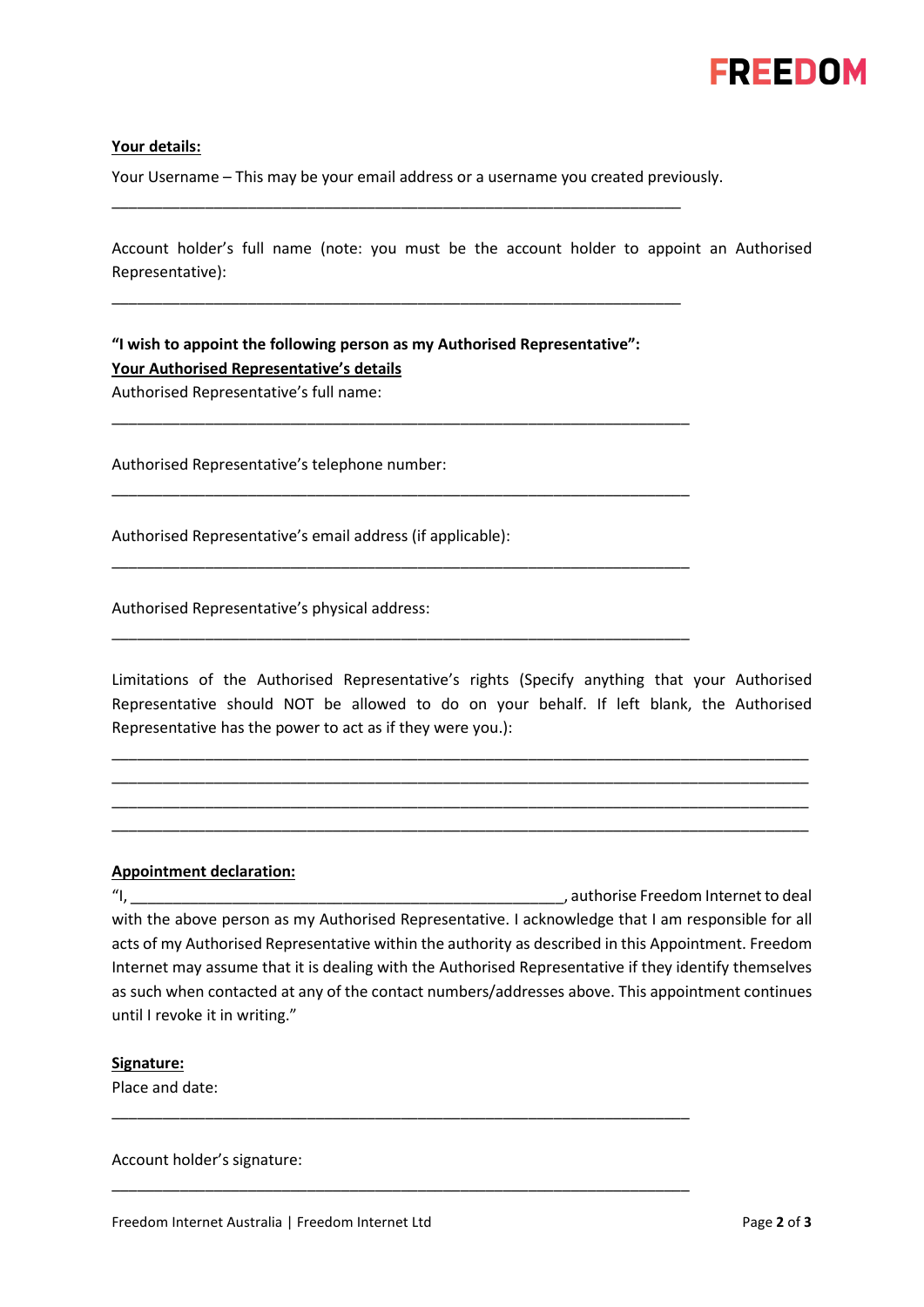FREEDOM

**Your details:**

Your Username – This may be your email address or a username you created previously.

______________________________________________________________________

Account holder's full name (note: you must be the account holder to appoint an Authorised Representative):

______________________________________________________________________

**"I wish to appoint the following person as my Authorised Representative":**

**Your Authorised Representative's details**

Authorised Representative's full name:

______________________________________________________________________

Authorised Representative's telephone number:

______________________________________________________________________

Authorised Representative's email address (if applicable):

______________________________________________________________________

Authorised Representative's physical address:

______________________________________________________________________

Limitations of the Authorised Representative's rights (Specify anything that your Authorised Representative should NOT be allowed to do on your behalf. If left blank, the Authorised Representative has the power to act as if they were you.):

______________________________________________________________________________________

______________________________________________________________________________________

______________________________________________________________________________________

______________________________________________________________________________________

**Appointment declaration:**

"I, ______________________________________________________, authorise Freedom Internet to deal with the above person as my Authorised Representative. I acknowledge that I am responsible for all acts of my Authorised Representative within the authority as described in this Appointment. Freedom Internet may assume that it is dealing with the Authorised Representative if they identify themselves as such when contacted at any of the contact numbers/addresses above. This appointment continues until I revoke it in writing."

**Signature:**

Place and date:

______________________________________________________________________

Account holder's signature:

______________________________________________________________________

Freedom Internet Australia | Freedom Internet Ltd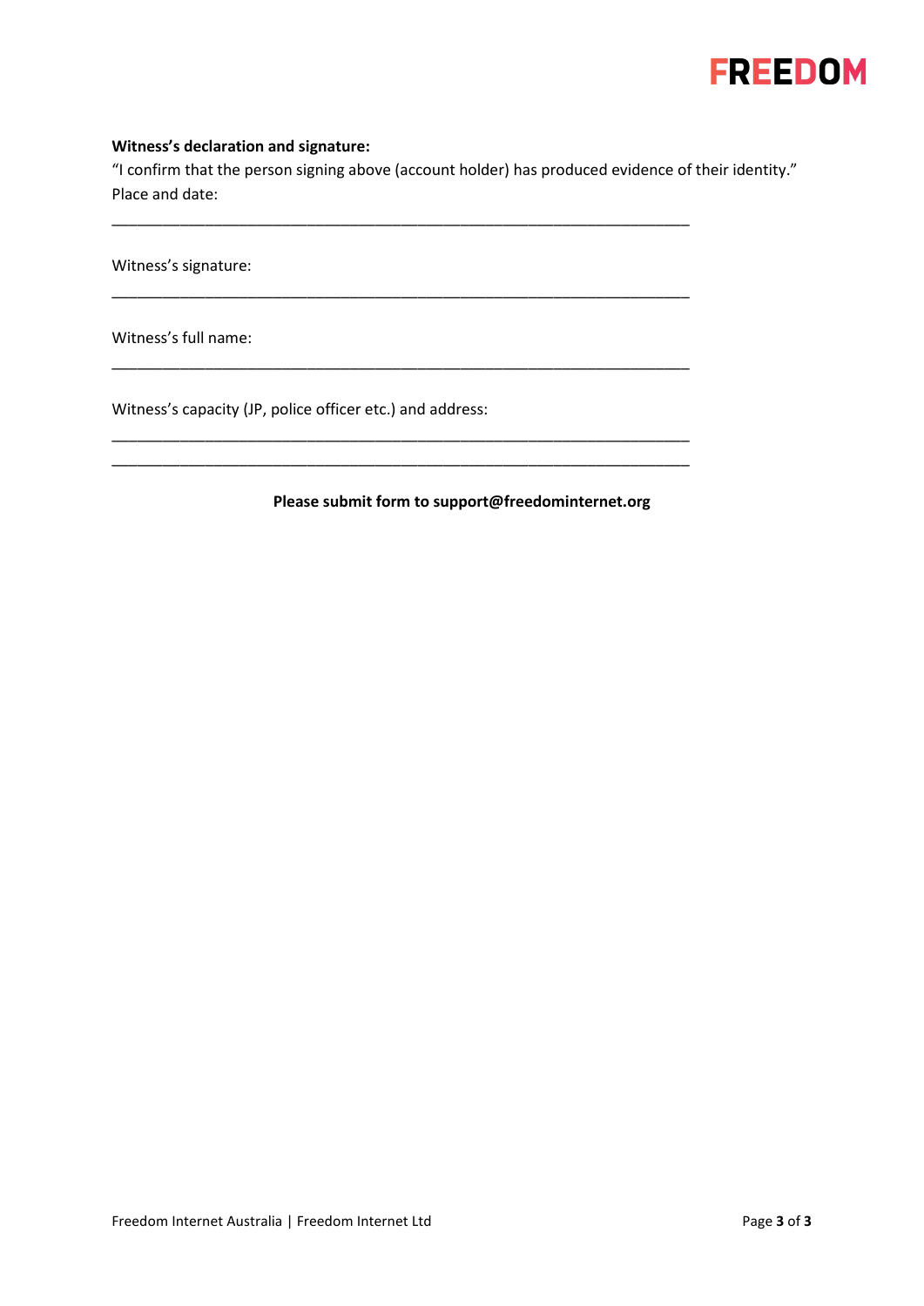**Witness's declaration and signature:**

"I confirm that the person signing above (account holder) has produced evidence of their identity."

Place and date:

______________________________________________________________________

Witness's signature:

______________________________________________________________________

Witness's full name:

______________________________________________________________________

Witness's capacity (JP, police officer etc.) and address:

______________________________________________________________________

______________________________________________________________________

**Please submit form to support@freedominternet.org**